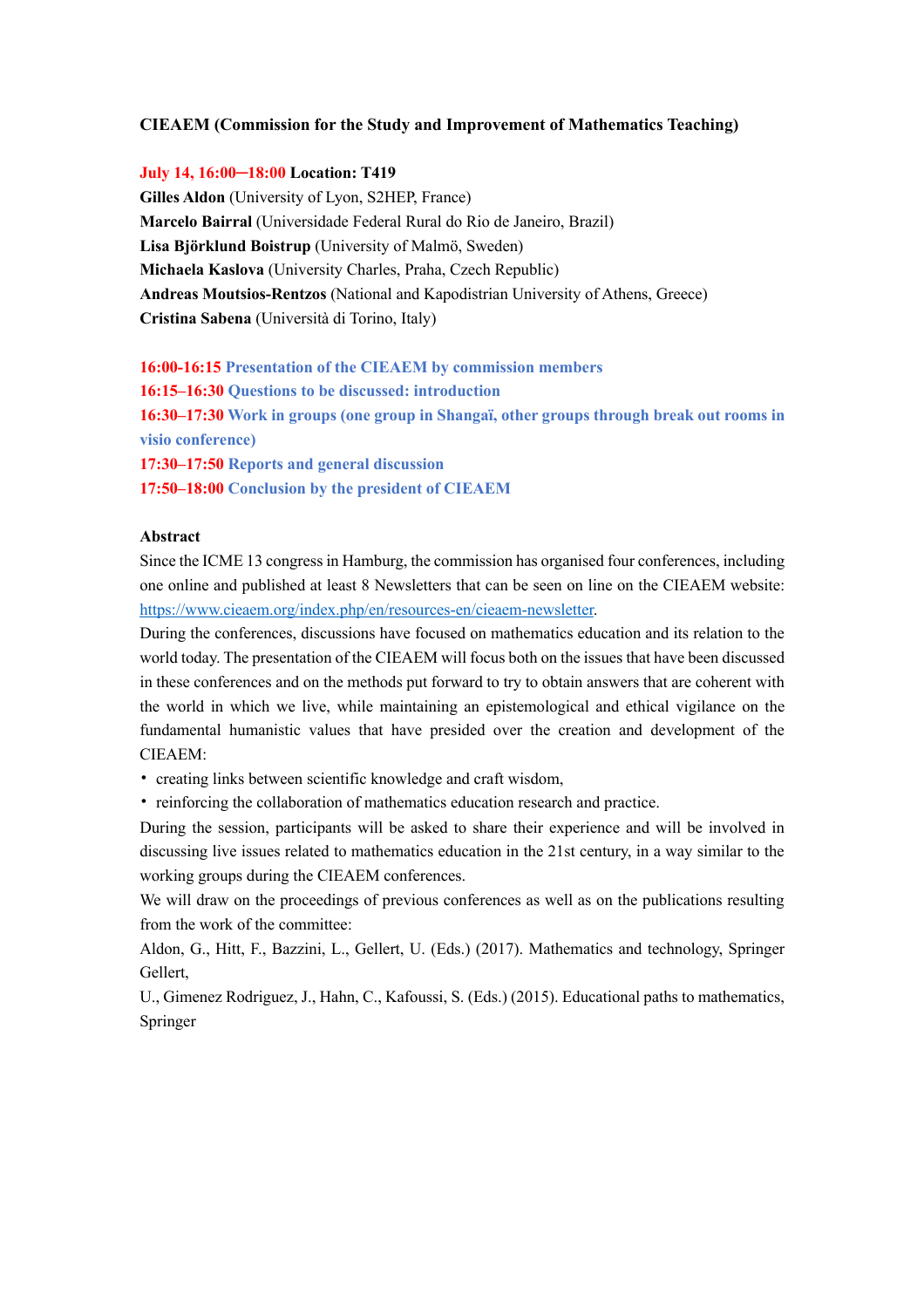**CIEAEM (Commission for the Study and Improvement of Mathematics Teaching)**

**July 14, 16:00─18:00 Location: T419**
**Gilles Aldon** (University of Lyon, S2HEP, France)
**Marcelo Bairral** (Universidade Federal Rural do Rio de Janeiro, Brazil)
**Lisa Björklund Boistrup** (University of Malmö, Sweden)
**Michaela Kaslova** (University Charles, Praha, Czech Republic)
**Andreas Moutsios-Rentzos** (National and Kapodistrian University of Athens, Greece)
**Cristina Sabena** (Università di Torino, Italy)

**16:00-16:15 Presentation of the CIEAEM by commission members**
**16:15–16:30 Questions to be discussed: introduction**
**16:30–17:30 Work in groups (one group in Shangaï, other groups through break out rooms in visio conference)**
**17:30–17:50 Reports and general discussion**
**17:50–18:00 Conclusion by the president of CIEAEM**

**Abstract**

Since the ICME 13 congress in Hamburg, the commission has organised four conferences, including one online and published at least 8 Newsletters that can be seen on line on the CIEAEM website: https://www.cieaem.org/index.php/en/resources-en/cieaem-newsletter.

During the conferences, discussions have focused on mathematics education and its relation to the world today. The presentation of the CIEAEM will focus both on the issues that have been discussed in these conferences and on the methods put forward to try to obtain answers that are coherent with the world in which we live, while maintaining an epistemological and ethical vigilance on the fundamental humanistic values that have presided over the creation and development of the CIEAEM:

- creating links between scientific knowledge and craft wisdom,
- reinforcing the collaboration of mathematics education research and practice.

During the session, participants will be asked to share their experience and will be involved in discussing live issues related to mathematics education in the 21st century, in a way similar to the working groups during the CIEAEM conferences.

We will draw on the proceedings of previous conferences as well as on the publications resulting from the work of the committee:

Aldon, G., Hitt, F., Bazzini, L., Gellert, U. (Eds.) (2017). Mathematics and technology, Springer Gellert,

U., Gimenez Rodriguez, J., Hahn, C., Kafoussi, S. (Eds.) (2015). Educational paths to mathematics, Springer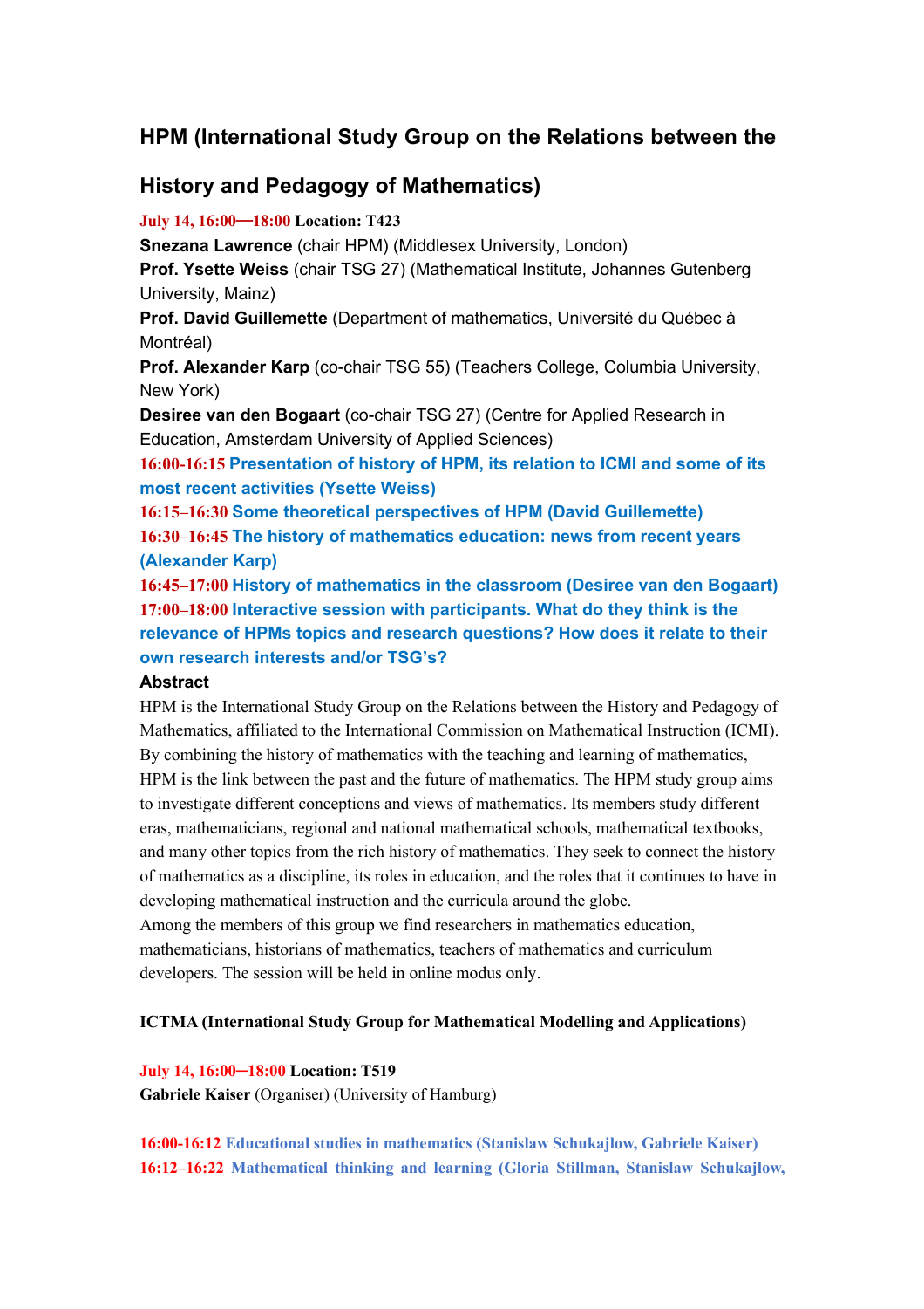## HPM (International Study Group on the Relations between the History and Pedagogy of Mathematics)

**July 14, 16:00—18:00 Location: T423**

**Snezana Lawrence** (chair HPM) (Middlesex University, London)
**Prof. Ysette Weiss** (chair TSG 27) (Mathematical Institute, Johannes Gutenberg University, Mainz)
**Prof. David Guillemette** (Department of mathematics, Université du Québec à Montréal)
**Prof. Alexander Karp** (co-chair TSG 55) (Teachers College, Columbia University, New York)
**Desiree van den Bogaart** (co-chair TSG 27) (Centre for Applied Research in Education, Amsterdam University of Applied Sciences)

**16:00-16:15 Presentation of history of HPM, its relation to ICMI and some of its most recent activities (Ysette Weiss)**
**16:15–16:30 Some theoretical perspectives of HPM (David Guillemette)**
**16:30–16:45 The history of mathematics education: news from recent years (Alexander Karp)**
**16:45–17:00 History of mathematics in the classroom (Desiree van den Bogaart)**
**17:00–18:00 Interactive session with participants. What do they think is the relevance of HPMs topics and research questions? How does it relate to their own research interests and/or TSG's?**

**Abstract**

HPM is the International Study Group on the Relations between the History and Pedagogy of Mathematics, affiliated to the International Commission on Mathematical Instruction (ICMI). By combining the history of mathematics with the teaching and learning of mathematics, HPM is the link between the past and the future of mathematics. The HPM study group aims to investigate different conceptions and views of mathematics. Its members study different eras, mathematicians, regional and national mathematical schools, mathematical textbooks, and many other topics from the rich history of mathematics. They seek to connect the history of mathematics as a discipline, its roles in education, and the roles that it continues to have in developing mathematical instruction and the curricula around the globe.
Among the members of this group we find researchers in mathematics education, mathematicians, historians of mathematics, teachers of mathematics and curriculum developers. The session will be held in online modus only.

## ICTMA (International Study Group for Mathematical Modelling and Applications)

**July 14, 16:00─18:00 Location: T519**

**Gabriele Kaiser** (Organiser) (University of Hamburg)

**16:00-16:12 Educational studies in mathematics (Stanislaw Schukajlow, Gabriele Kaiser)**
**16:12–16:22 Mathematical thinking and learning (Gloria Stillman, Stanislaw Schukajlow,**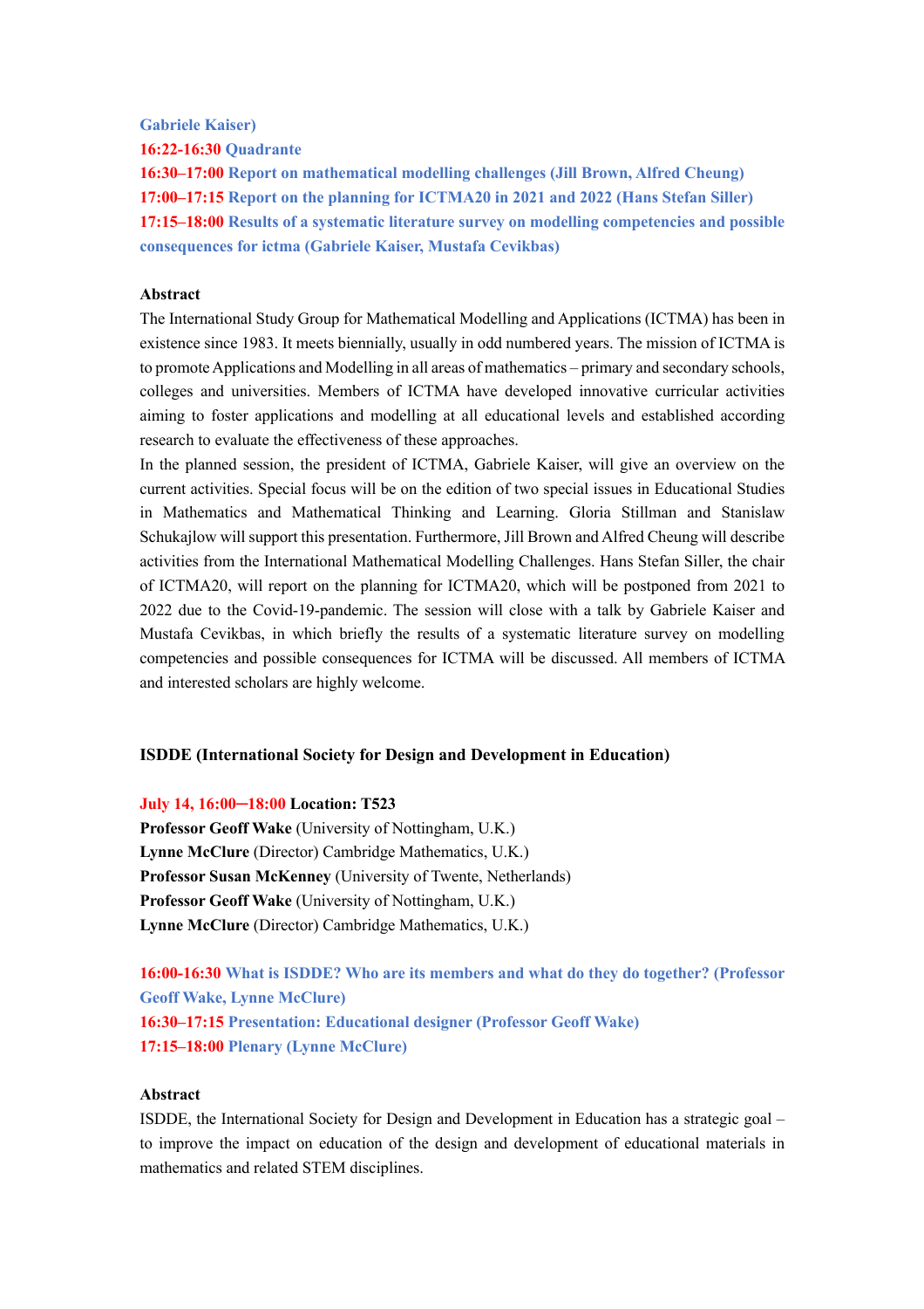**Gabriele Kaiser)**
**16:22-16:30 Quadrante**
**16:30–17:00 Report on mathematical modelling challenges (Jill Brown, Alfred Cheung)**
**17:00–17:15 Report on the planning for ICTMA20 in 2021 and 2022 (Hans Stefan Siller)**
**17:15–18:00 Results of a systematic literature survey on modelling competencies and possible consequences for ictma (Gabriele Kaiser, Mustafa Cevikbas)**

**Abstract**

The International Study Group for Mathematical Modelling and Applications (ICTMA) has been in existence since 1983. It meets biennially, usually in odd numbered years. The mission of ICTMA is to promote Applications and Modelling in all areas of mathematics – primary and secondary schools, colleges and universities. Members of ICTMA have developed innovative curricular activities aiming to foster applications and modelling at all educational levels and established according research to evaluate the effectiveness of these approaches.

In the planned session, the president of ICTMA, Gabriele Kaiser, will give an overview on the current activities. Special focus will be on the edition of two special issues in Educational Studies in Mathematics and Mathematical Thinking and Learning. Gloria Stillman and Stanislaw Schukajlow will support this presentation. Furthermore, Jill Brown and Alfred Cheung will describe activities from the International Mathematical Modelling Challenges. Hans Stefan Siller, the chair of ICTMA20, will report on the planning for ICTMA20, which will be postponed from 2021 to 2022 due to the Covid-19-pandemic. The session will close with a talk by Gabriele Kaiser and Mustafa Cevikbas, in which briefly the results of a systematic literature survey on modelling competencies and possible consequences for ICTMA will be discussed. All members of ICTMA and interested scholars are highly welcome.

## ISDDE (International Society for Design and Development in Education)

**July 14, 16:00─18:00 Location: T523**
**Professor Geoff Wake** (University of Nottingham, U.K.)
**Lynne McClure** (Director) Cambridge Mathematics, U.K.)
**Professor Susan McKenney** (University of Twente, Netherlands)
**Professor Geoff Wake** (University of Nottingham, U.K.)
**Lynne McClure** (Director) Cambridge Mathematics, U.K.)

**16:00-16:30 What is ISDDE? Who are its members and what do they do together? (Professor Geoff Wake, Lynne McClure)**
**16:30–17:15 Presentation: Educational designer (Professor Geoff Wake)**
**17:15–18:00 Plenary (Lynne McClure)**

**Abstract**

ISDDE, the International Society for Design and Development in Education has a strategic goal – to improve the impact on education of the design and development of educational materials in mathematics and related STEM disciplines.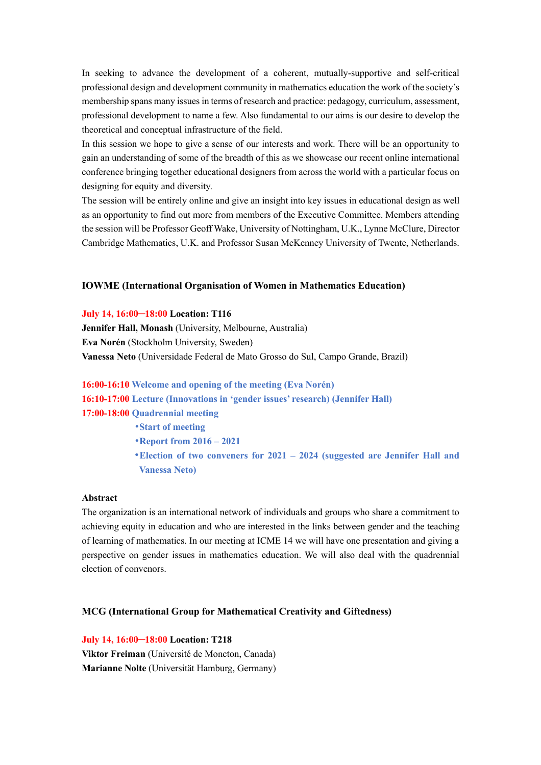In seeking to advance the development of a coherent, mutually-supportive and self-critical professional design and development community in mathematics education the work of the society's membership spans many issues in terms of research and practice: pedagogy, curriculum, assessment, professional development to name a few. Also fundamental to our aims is our desire to develop the theoretical and conceptual infrastructure of the field.

In this session we hope to give a sense of our interests and work. There will be an opportunity to gain an understanding of some of the breadth of this as we showcase our recent online international conference bringing together educational designers from across the world with a particular focus on designing for equity and diversity.

The session will be entirely online and give an insight into key issues in educational design as well as an opportunity to find out more from members of the Executive Committee. Members attending the session will be Professor Geoff Wake, University of Nottingham, U.K., Lynne McClure, Director Cambridge Mathematics, U.K. and Professor Susan McKenney University of Twente, Netherlands.

### IOWME (International Organisation of Women in Mathematics Education)

**July 14, 16:00–18:00 Location: T116**

**Jennifer Hall, Monash** (University, Melbourne, Australia)

**Eva Norén** (Stockholm University, Sweden)

**Vanessa Neto** (Universidade Federal de Mato Grosso do Sul, Campo Grande, Brazil)

**16:00-16:10 Welcome and opening of the meeting (Eva Norén)**

**16:10-17:00 Lecture (Innovations in 'gender issues' research) (Jennifer Hall)**

**17:00-18:00 Quadrennial meeting**

- **Start of meeting**
- **Report from 2016 – 2021**
- **Election of two conveners for 2021 – 2024 (suggested are Jennifer Hall and Vanessa Neto)**

**Abstract**

The organization is an international network of individuals and groups who share a commitment to achieving equity in education and who are interested in the links between gender and the teaching of learning of mathematics. In our meeting at ICME 14 we will have one presentation and giving a perspective on gender issues in mathematics education. We will also deal with the quadrennial election of convenors.

### MCG (International Group for Mathematical Creativity and Giftedness)

**July 14, 16:00–18:00 Location: T218**

**Viktor Freiman** (Université de Moncton, Canada)

**Marianne Nolte** (Universität Hamburg, Germany)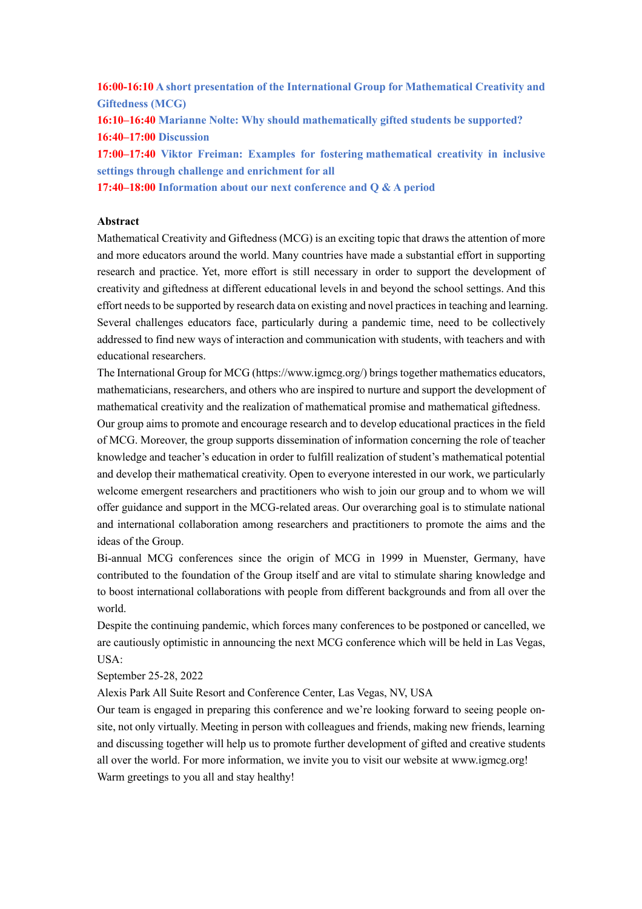**16:00-16:10 A short presentation of the International Group for Mathematical Creativity and Giftedness (MCG)**
**16:10–16:40 Marianne Nolte: Why should mathematically gifted students be supported?**
**16:40–17:00 Discussion**
**17:00–17:40 Viktor Freiman: Examples for fostering mathematical creativity in inclusive settings through challenge and enrichment for all**
**17:40–18:00 Information about our next conference and Q & A period**

**Abstract**

Mathematical Creativity and Giftedness (MCG) is an exciting topic that draws the attention of more and more educators around the world. Many countries have made a substantial effort in supporting research and practice. Yet, more effort is still necessary in order to support the development of creativity and giftedness at different educational levels in and beyond the school settings. And this effort needs to be supported by research data on existing and novel practices in teaching and learning. Several challenges educators face, particularly during a pandemic time, need to be collectively addressed to find new ways of interaction and communication with students, with teachers and with educational researchers.

The International Group for MCG (https://www.igmcg.org/) brings together mathematics educators, mathematicians, researchers, and others who are inspired to nurture and support the development of mathematical creativity and the realization of mathematical promise and mathematical giftedness.

Our group aims to promote and encourage research and to develop educational practices in the field of MCG. Moreover, the group supports dissemination of information concerning the role of teacher knowledge and teacher's education in order to fulfill realization of student's mathematical potential and develop their mathematical creativity. Open to everyone interested in our work, we particularly welcome emergent researchers and practitioners who wish to join our group and to whom we will offer guidance and support in the MCG-related areas. Our overarching goal is to stimulate national and international collaboration among researchers and practitioners to promote the aims and the ideas of the Group.

Bi-annual MCG conferences since the origin of MCG in 1999 in Muenster, Germany, have contributed to the foundation of the Group itself and are vital to stimulate sharing knowledge and to boost international collaborations with people from different backgrounds and from all over the world.

Despite the continuing pandemic, which forces many conferences to be postponed or cancelled, we are cautiously optimistic in announcing the next MCG conference which will be held in Las Vegas, USA:

September 25-28, 2022

Alexis Park All Suite Resort and Conference Center, Las Vegas, NV, USA

Our team is engaged in preparing this conference and we're looking forward to seeing people on-site, not only virtually. Meeting in person with colleagues and friends, making new friends, learning and discussing together will help us to promote further development of gifted and creative students all over the world. For more information, we invite you to visit our website at www.igmcg.org!

Warm greetings to you all and stay healthy!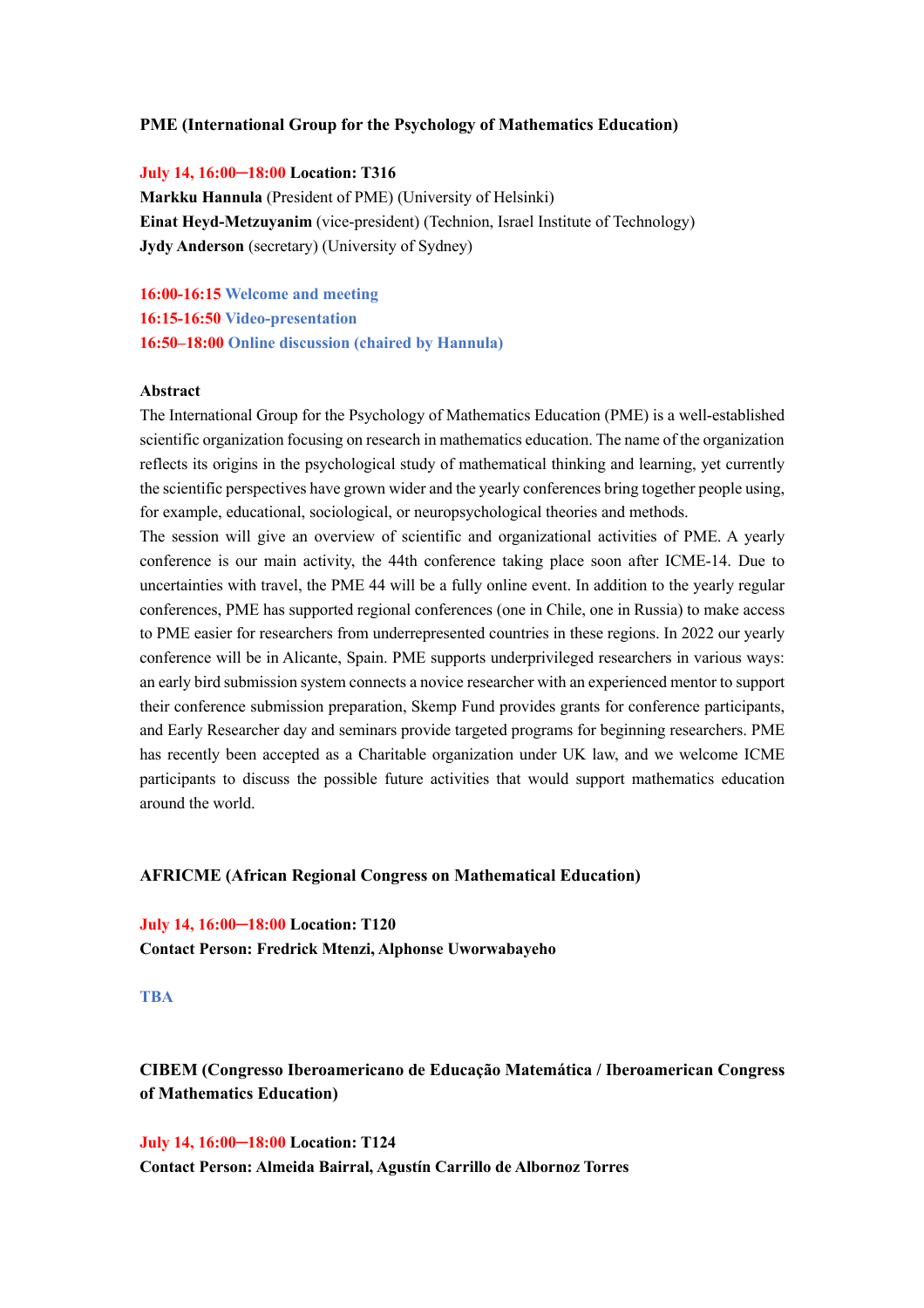**PME (International Group for the Psychology of Mathematics Education)**

**July 14, 16:00–18:00 Location: T316**
**Markku Hannula** (President of PME) (University of Helsinki)
**Einat Heyd-Metzuyanim** (vice-president) (Technion, Israel Institute of Technology)
**Jydy Anderson** (secretary) (University of Sydney)

**16:00-16:15 Welcome and meeting**
**16:15-16:50 Video-presentation**
**16:50–18:00 Online discussion (chaired by Hannula)**

**Abstract**

The International Group for the Psychology of Mathematics Education (PME) is a well-established scientific organization focusing on research in mathematics education. The name of the organization reflects its origins in the psychological study of mathematical thinking and learning, yet currently the scientific perspectives have grown wider and the yearly conferences bring together people using, for example, educational, sociological, or neuropsychological theories and methods.

The session will give an overview of scientific and organizational activities of PME. A yearly conference is our main activity, the 44th conference taking place soon after ICME-14. Due to uncertainties with travel, the PME 44 will be a fully online event. In addition to the yearly regular conferences, PME has supported regional conferences (one in Chile, one in Russia) to make access to PME easier for researchers from underrepresented countries in these regions. In 2022 our yearly conference will be in Alicante, Spain. PME supports underprivileged researchers in various ways: an early bird submission system connects a novice researcher with an experienced mentor to support their conference submission preparation, Skemp Fund provides grants for conference participants, and Early Researcher day and seminars provide targeted programs for beginning researchers. PME has recently been accepted as a Charitable organization under UK law, and we welcome ICME participants to discuss the possible future activities that would support mathematics education around the world.

**AFRICME (African Regional Congress on Mathematical Education)**

**July 14, 16:00–18:00 Location: T120**
**Contact Person: Fredrick Mtenzi, Alphonse Uworwabayeho**

**TBA**

**CIBEM (Congresso Iberoamericano de Educação Matemática / Iberoamerican Congress of Mathematics Education)**

**July 14, 16:00–18:00 Location: T124**
**Contact Person: Almeida Bairral, Agustín Carrillo de Albornoz Torres**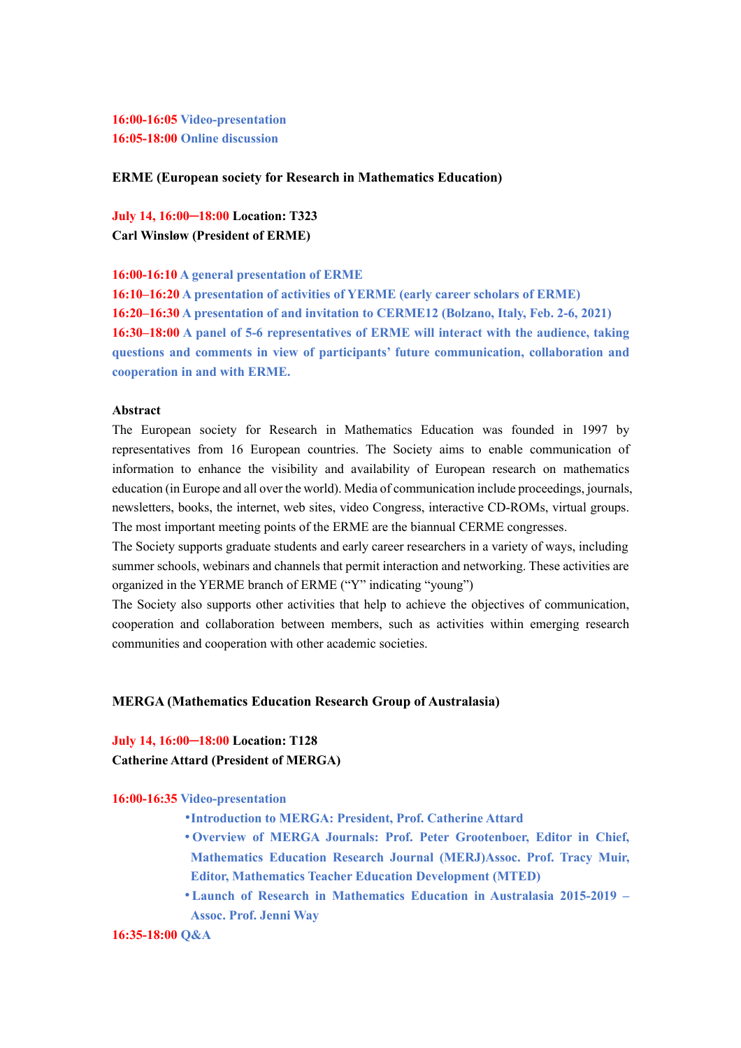**16:00-16:05 Video-presentation**
**16:05-18:00 Online discussion**

**ERME (European society for Research in Mathematics Education)**

**July 14, 16:00─18:00 Location: T323**
**Carl Winsløw (President of ERME)**

**16:00-16:10 A general presentation of ERME**
**16:10–16:20 A presentation of activities of YERME (early career scholars of ERME)**
**16:20–16:30 A presentation of and invitation to CERME12 (Bolzano, Italy, Feb. 2-6, 2021)**
**16:30–18:00 A panel of 5-6 representatives of ERME will interact with the audience, taking questions and comments in view of participants' future communication, collaboration and cooperation in and with ERME.**

**Abstract**

The European society for Research in Mathematics Education was founded in 1997 by representatives from 16 European countries. The Society aims to enable communication of information to enhance the visibility and availability of European research on mathematics education (in Europe and all over the world). Media of communication include proceedings, journals, newsletters, books, the internet, web sites, video Congress, interactive CD-ROMs, virtual groups. The most important meeting points of the ERME are the biannual CERME congresses.

The Society supports graduate students and early career researchers in a variety of ways, including summer schools, webinars and channels that permit interaction and networking. These activities are organized in the YERME branch of ERME ("Y" indicating "young")

The Society also supports other activities that help to achieve the objectives of communication, cooperation and collaboration between members, such as activities within emerging research communities and cooperation with other academic societies.

**MERGA (Mathematics Education Research Group of Australasia)**

**July 14, 16:00─18:00 Location: T128**
**Catherine Attard (President of MERGA)**

**16:00-16:35 Video-presentation**

- **Introduction to MERGA: President, Prof. Catherine Attard**
- **Overview of MERGA Journals: Prof. Peter Grootenboer, Editor in Chief, Mathematics Education Research Journal (MERJ)Assoc. Prof. Tracy Muir, Editor, Mathematics Teacher Education Development (MTED)**
- **Launch of Research in Mathematics Education in Australasia 2015-2019 – Assoc. Prof. Jenni Way**

**16:35-18:00 Q&A**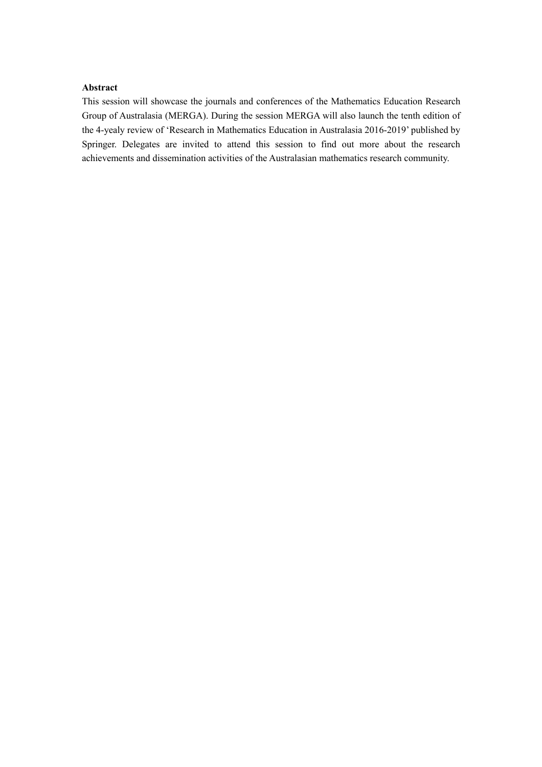**Abstract**

This session will showcase the journals and conferences of the Mathematics Education Research Group of Australasia (MERGA). During the session MERGA will also launch the tenth edition of the 4-yealy review of 'Research in Mathematics Education in Australasia 2016-2019' published by Springer. Delegates are invited to attend this session to find out more about the research achievements and dissemination activities of the Australasian mathematics research community.